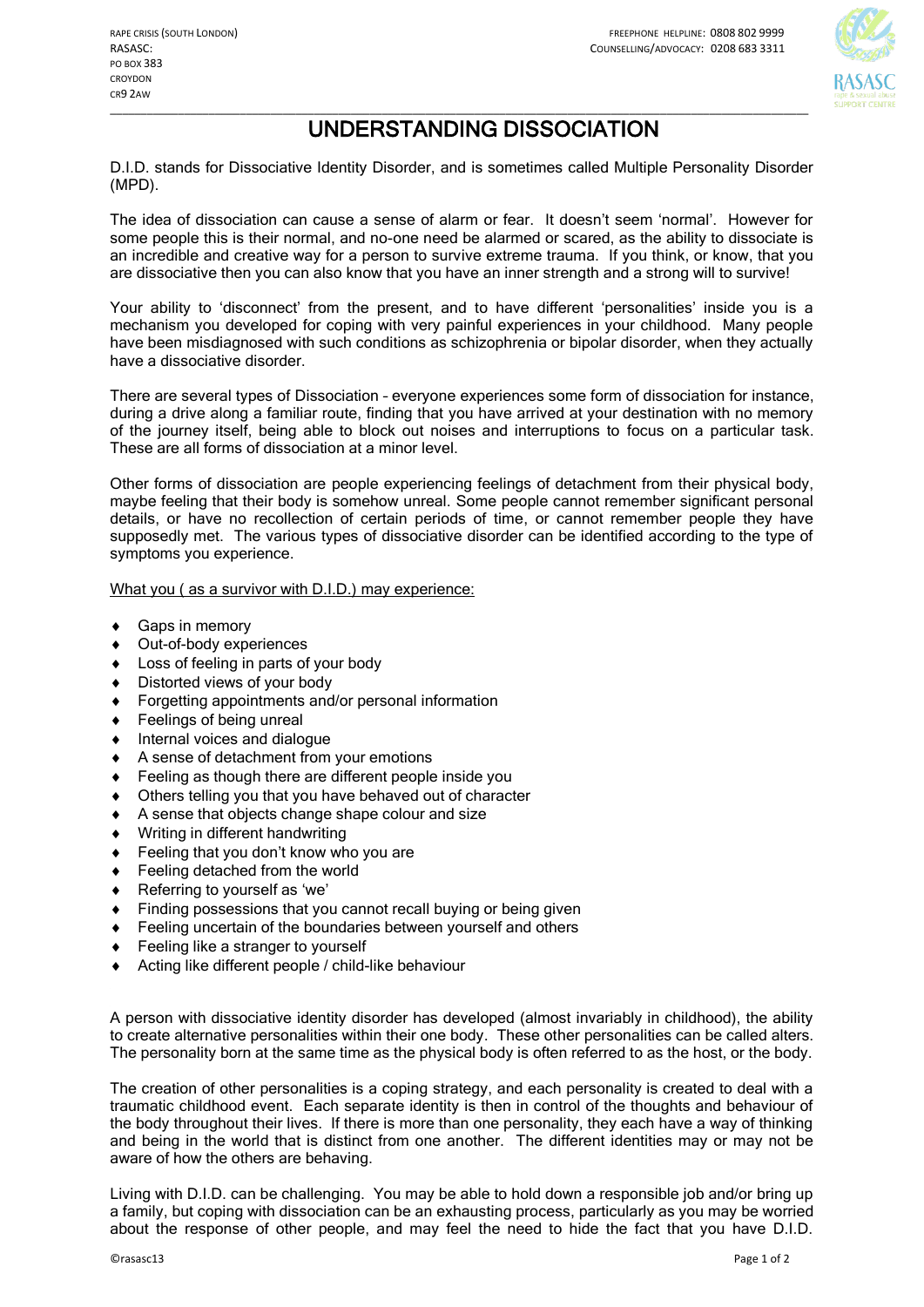RAPE CRISIS (SOUTH LONDON)
RASASC:
PO BOX 383
CROYDON
CR9 2AW

FREEPHONE HELPLINE: 0808 802 9999
COUNSELLING/ADVOCACY: 0208 683 3311

# UNDERSTANDING DISSOCIATION

D.I.D. stands for Dissociative Identity Disorder, and is sometimes called Multiple Personality Disorder (MPD).

The idea of dissociation can cause a sense of alarm or fear. It doesn't seem 'normal'. However for some people this is their normal, and no-one need be alarmed or scared, as the ability to dissociate is an incredible and creative way for a person to survive extreme trauma. If you think, or know, that you are dissociative then you can also know that you have an inner strength and a strong will to survive!

Your ability to 'disconnect' from the present, and to have different 'personalities' inside you is a mechanism you developed for coping with very painful experiences in your childhood. Many people have been misdiagnosed with such conditions as schizophrenia or bipolar disorder, when they actually have a dissociative disorder.

There are several types of Dissociation – everyone experiences some form of dissociation for instance, during a drive along a familiar route, finding that you have arrived at your destination with no memory of the journey itself, being able to block out noises and interruptions to focus on a particular task. These are all forms of dissociation at a minor level.

Other forms of dissociation are people experiencing feelings of detachment from their physical body, maybe feeling that their body is somehow unreal. Some people cannot remember significant personal details, or have no recollection of certain periods of time, or cannot remember people they have supposedly met. The various types of dissociative disorder can be identified according to the type of symptoms you experience.

<u>What you ( as a survivor with D.I.D.) may experience:</u>

- Gaps in memory
- Out-of-body experiences
- Loss of feeling in parts of your body
- Distorted views of your body
- Forgetting appointments and/or personal information
- Feelings of being unreal
- Internal voices and dialogue
- A sense of detachment from your emotions
- Feeling as though there are different people inside you
- Others telling you that you have behaved out of character
- A sense that objects change shape colour and size
- Writing in different handwriting
- Feeling that you don't know who you are
- Feeling detached from the world
- Referring to yourself as 'we'
- Finding possessions that you cannot recall buying or being given
- Feeling uncertain of the boundaries between yourself and others
- Feeling like a stranger to yourself
- Acting like different people / child-like behaviour

A person with dissociative identity disorder has developed (almost invariably in childhood), the ability to create alternative personalities within their one body. These other personalities can be called alters. The personality born at the same time as the physical body is often referred to as the host, or the body.

The creation of other personalities is a coping strategy, and each personality is created to deal with a traumatic childhood event. Each separate identity is then in control of the thoughts and behaviour of the body throughout their lives. If there is more than one personality, they each have a way of thinking and being in the world that is distinct from one another. The different identities may or may not be aware of how the others are behaving.

Living with D.I.D. can be challenging. You may be able to hold down a responsible job and/or bring up a family, but coping with dissociation can be an exhausting process, particularly as you may be worried about the response of other people, and may feel the need to hide the fact that you have D.I.D.

©rasasc13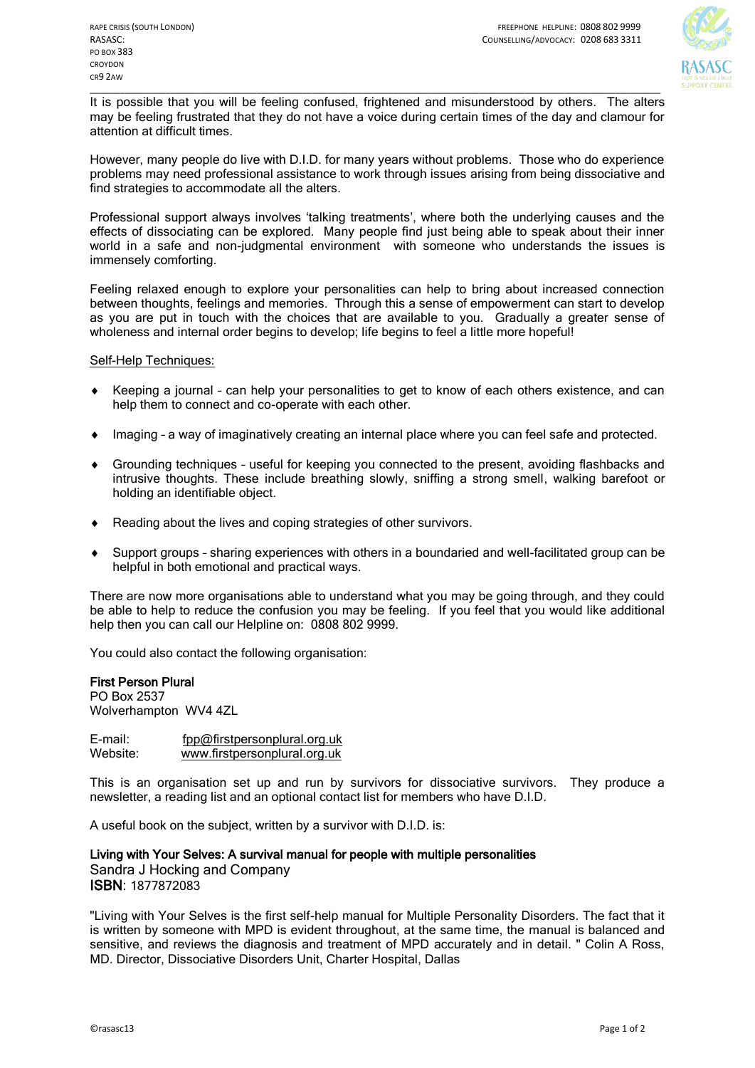It is possible that you will be feeling confused, frightened and misunderstood by others. The alters may be feeling frustrated that they do not have a voice during certain times of the day and clamour for attention at difficult times.

However, many people do live with D.I.D. for many years without problems. Those who do experience problems may need professional assistance to work through issues arising from being dissociative and find strategies to accommodate all the alters.

Professional support always involves 'talking treatments', where both the underlying causes and the effects of dissociating can be explored. Many people find just being able to speak about their inner world in a safe and non-judgmental environment with someone who understands the issues is immensely comforting.

Feeling relaxed enough to explore your personalities can help to bring about increased connection between thoughts, feelings and memories. Through this a sense of empowerment can start to develop as you are put in touch with the choices that are available to you. Gradually a greater sense of wholeness and internal order begins to develop; life begins to feel a little more hopeful!

Self-Help Techniques:

- Keeping a journal – can help your personalities to get to know of each others existence, and can help them to connect and co-operate with each other.
- Imaging – a way of imaginatively creating an internal place where you can feel safe and protected.
- Grounding techniques – useful for keeping you connected to the present, avoiding flashbacks and intrusive thoughts. These include breathing slowly, sniffing a strong smell, walking barefoot or holding an identifiable object.
- Reading about the lives and coping strategies of other survivors.
- Support groups – sharing experiences with others in a boundaried and well-facilitated group can be helpful in both emotional and practical ways.

There are now more organisations able to understand what you may be going through, and they could be able to help to reduce the confusion you may be feeling. If you feel that you would like additional help then you can call our Helpline on: 0808 802 9999.

You could also contact the following organisation:

**First Person Plural**
PO Box 2537
Wolverhampton WV4 4ZL

E-mail: fpp@firstpersonplural.org.uk
Website: www.firstpersonplural.org.uk

This is an organisation set up and run by survivors for dissociative survivors. They produce a newsletter, a reading list and an optional contact list for members who have D.I.D.

A useful book on the subject, written by a survivor with D.I.D. is:

**Living with Your Selves: A survival manual for people with multiple personalities**
Sandra J Hocking and Company
**ISBN**: 1877872083

"Living with Your Selves is the first self-help manual for Multiple Personality Disorders. The fact that it is written by someone with MPD is evident throughout, at the same time, the manual is balanced and sensitive, and reviews the diagnosis and treatment of MPD accurately and in detail. " Colin A Ross, MD. Director, Dissociative Disorders Unit, Charter Hospital, Dallas